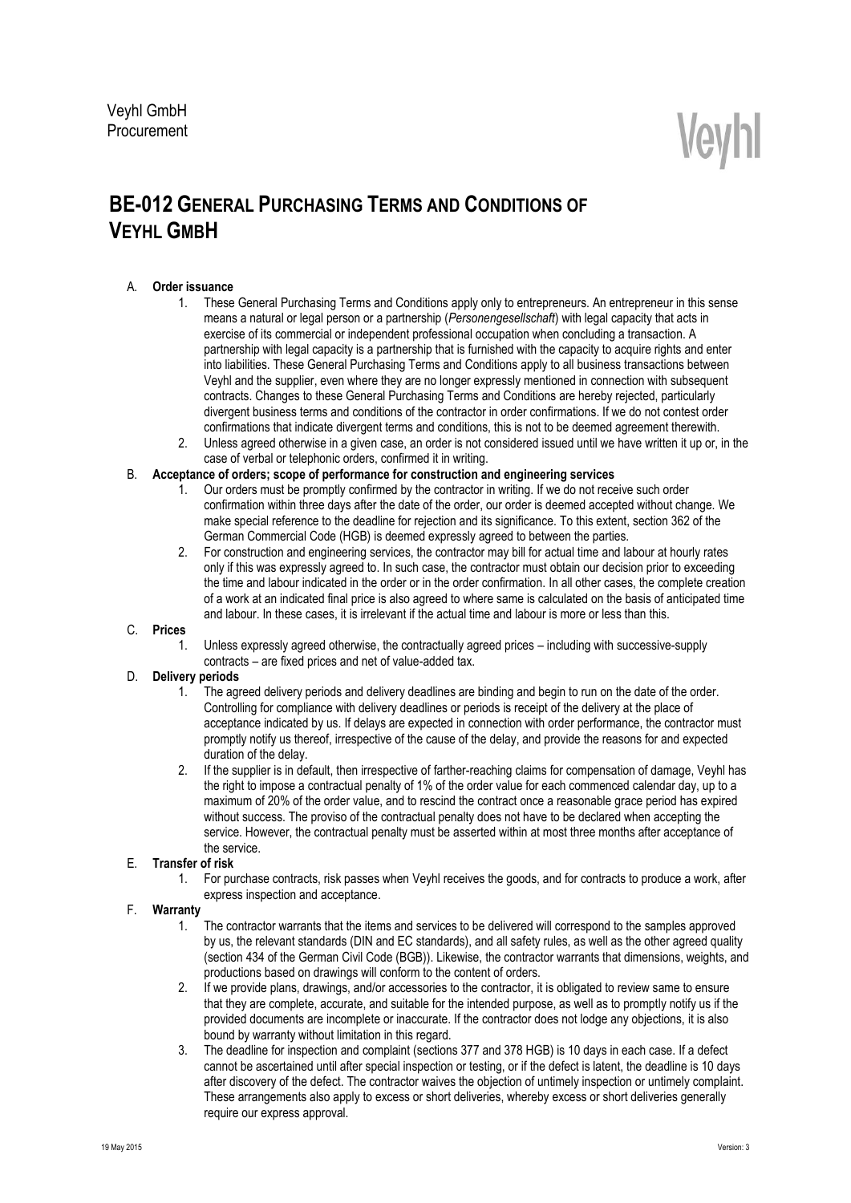Veyhl GmbH
Procurement

Veyhl

# BE-012 General Purchasing Terms and Conditions of Veyhl GmbH

A. **Order issuance**

1. These General Purchasing Terms and Conditions apply only to entrepreneurs. An entrepreneur in this sense means a natural or legal person or a partnership (*Personengesellschaft*) with legal capacity that acts in exercise of its commercial or independent professional occupation when concluding a transaction. A partnership with legal capacity is a partnership that is furnished with the capacity to acquire rights and enter into liabilities. These General Purchasing Terms and Conditions apply to all business transactions between Veyhl and the supplier, even where they are no longer expressly mentioned in connection with subsequent contracts. Changes to these General Purchasing Terms and Conditions are hereby rejected, particularly divergent business terms and conditions of the contractor in order confirmations. If we do not contest order confirmations that indicate divergent terms and conditions, this is not to be deemed agreement therewith.
2. Unless agreed otherwise in a given case, an order is not considered issued until we have written it up or, in the case of verbal or telephonic orders, confirmed it in writing.

B. **Acceptance of orders; scope of performance for construction and engineering services**

1. Our orders must be promptly confirmed by the contractor in writing. If we do not receive such order confirmation within three days after the date of the order, our order is deemed accepted without change. We make special reference to the deadline for rejection and its significance. To this extent, section 362 of the German Commercial Code (HGB) is deemed expressly agreed to between the parties.
2. For construction and engineering services, the contractor may bill for actual time and labour at hourly rates only if this was expressly agreed to. In such case, the contractor must obtain our decision prior to exceeding the time and labour indicated in the order or in the order confirmation. In all other cases, the complete creation of a work at an indicated final price is also agreed to where same is calculated on the basis of anticipated time and labour. In these cases, it is irrelevant if the actual time and labour is more or less than this.

C. **Prices**

1. Unless expressly agreed otherwise, the contractually agreed prices – including with successive-supply contracts – are fixed prices and net of value-added tax.

D. **Delivery periods**

1. The agreed delivery periods and delivery deadlines are binding and begin to run on the date of the order. Controlling for compliance with delivery deadlines or periods is receipt of the delivery at the place of acceptance indicated by us. If delays are expected in connection with order performance, the contractor must promptly notify us thereof, irrespective of the cause of the delay, and provide the reasons for and expected duration of the delay.
2. If the supplier is in default, then irrespective of farther-reaching claims for compensation of damage, Veyhl has the right to impose a contractual penalty of 1% of the order value for each commenced calendar day, up to a maximum of 20% of the order value, and to rescind the contract once a reasonable grace period has expired without success. The proviso of the contractual penalty does not have to be declared when accepting the service. However, the contractual penalty must be asserted within at most three months after acceptance of the service.

E. **Transfer of risk**

1. For purchase contracts, risk passes when Veyhl receives the goods, and for contracts to produce a work, after express inspection and acceptance.

F. **Warranty**

1. The contractor warrants that the items and services to be delivered will correspond to the samples approved by us, the relevant standards (DIN and EC standards), and all safety rules, as well as the other agreed quality (section 434 of the German Civil Code (BGB)). Likewise, the contractor warrants that dimensions, weights, and productions based on drawings will conform to the content of orders.
2. If we provide plans, drawings, and/or accessories to the contractor, it is obligated to review same to ensure that they are complete, accurate, and suitable for the intended purpose, as well as to promptly notify us if the provided documents are incomplete or inaccurate. If the contractor does not lodge any objections, it is also bound by warranty without limitation in this regard.
3. The deadline for inspection and complaint (sections 377 and 378 HGB) is 10 days in each case. If a defect cannot be ascertained until after special inspection or testing, or if the defect is latent, the deadline is 10 days after discovery of the defect. The contractor waives the objection of untimely inspection or untimely complaint. These arrangements also apply to excess or short deliveries, whereby excess or short deliveries generally require our express approval.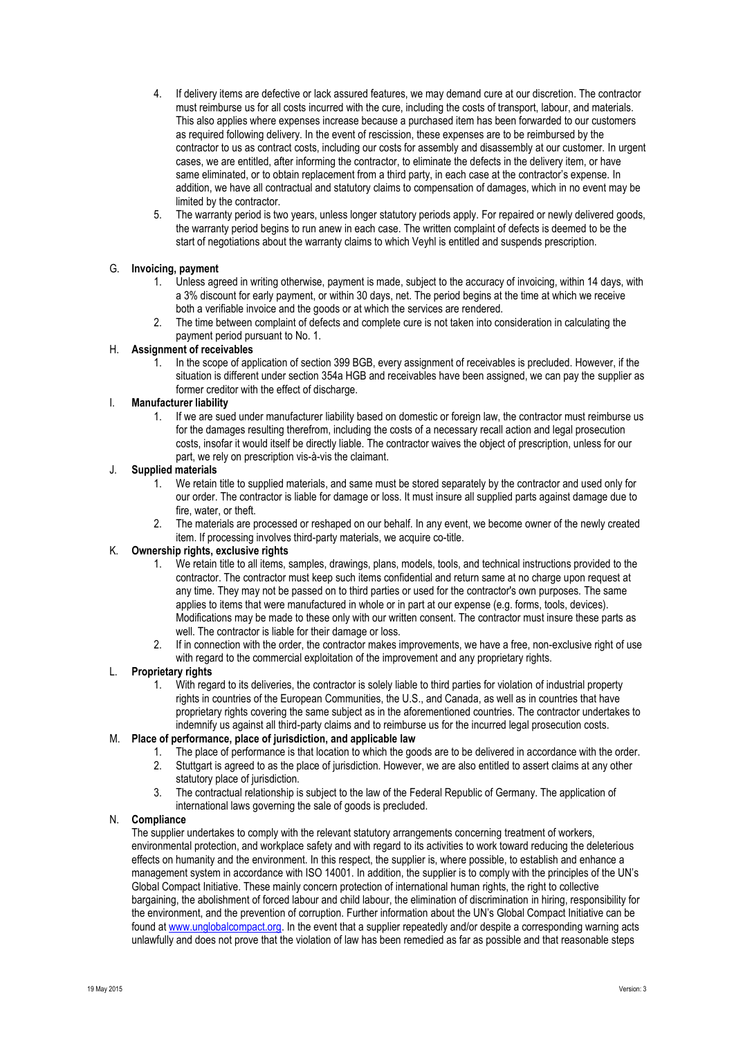4. If delivery items are defective or lack assured features, we may demand cure at our discretion. The contractor must reimburse us for all costs incurred with the cure, including the costs of transport, labour, and materials. This also applies where expenses increase because a purchased item has been forwarded to our customers as required following delivery. In the event of rescission, these expenses are to be reimbursed by the contractor to us as contract costs, including our costs for assembly and disassembly at our customer. In urgent cases, we are entitled, after informing the contractor, to eliminate the defects in the delivery item, or have same eliminated, or to obtain replacement from a third party, in each case at the contractor's expense. In addition, we have all contractual and statutory claims to compensation of damages, which in no event may be limited by the contractor.
5. The warranty period is two years, unless longer statutory periods apply. For repaired or newly delivered goods, the warranty period begins to run anew in each case. The written complaint of defects is deemed to be the start of negotiations about the warranty claims to which Veyhl is entitled and suspends prescription.

## G. Invoicing, payment

1. Unless agreed in writing otherwise, payment is made, subject to the accuracy of invoicing, within 14 days, with a 3% discount for early payment, or within 30 days, net. The period begins at the time at which we receive both a verifiable invoice and the goods or at which the services are rendered.
2. The time between complaint of defects and complete cure is not taken into consideration in calculating the payment period pursuant to No. 1.

## H. Assignment of receivables

1. In the scope of application of section 399 BGB, every assignment of receivables is precluded. However, if the situation is different under section 354a HGB and receivables have been assigned, we can pay the supplier as former creditor with the effect of discharge.

## I. Manufacturer liability

1. If we are sued under manufacturer liability based on domestic or foreign law, the contractor must reimburse us for the damages resulting therefrom, including the costs of a necessary recall action and legal prosecution costs, insofar it would itself be directly liable. The contractor waives the object of prescription, unless for our part, we rely on prescription vis-à-vis the claimant.

## J. Supplied materials

1. We retain title to supplied materials, and same must be stored separately by the contractor and used only for our order. The contractor is liable for damage or loss. It must insure all supplied parts against damage due to fire, water, or theft.
2. The materials are processed or reshaped on our behalf. In any event, we become owner of the newly created item. If processing involves third-party materials, we acquire co-title.

## K. Ownership rights, exclusive rights

1. We retain title to all items, samples, drawings, plans, models, tools, and technical instructions provided to the contractor. The contractor must keep such items confidential and return same at no charge upon request at any time. They may not be passed on to third parties or used for the contractor's own purposes. The same applies to items that were manufactured in whole or in part at our expense (e.g. forms, tools, devices). Modifications may be made to these only with our written consent. The contractor must insure these parts as well. The contractor is liable for their damage or loss.
2. If in connection with the order, the contractor makes improvements, we have a free, non-exclusive right of use with regard to the commercial exploitation of the improvement and any proprietary rights.

## L. Proprietary rights

1. With regard to its deliveries, the contractor is solely liable to third parties for violation of industrial property rights in countries of the European Communities, the U.S., and Canada, as well as in countries that have proprietary rights covering the same subject as in the aforementioned countries. The contractor undertakes to indemnify us against all third-party claims and to reimburse us for the incurred legal prosecution costs.

## M. Place of performance, place of jurisdiction, and applicable law

1. The place of performance is that location to which the goods are to be delivered in accordance with the order.
2. Stuttgart is agreed to as the place of jurisdiction. However, we are also entitled to assert claims at any other statutory place of jurisdiction.
3. The contractual relationship is subject to the law of the Federal Republic of Germany. The application of international laws governing the sale of goods is precluded.

## N. Compliance

The supplier undertakes to comply with the relevant statutory arrangements concerning treatment of workers, environmental protection, and workplace safety and with regard to its activities to work toward reducing the deleterious effects on humanity and the environment. In this respect, the supplier is, where possible, to establish and enhance a management system in accordance with ISO 14001. In addition, the supplier is to comply with the principles of the UN's Global Compact Initiative. These mainly concern protection of international human rights, the right to collective bargaining, the abolishment of forced labour and child labour, the elimination of discrimination in hiring, responsibility for the environment, and the prevention of corruption. Further information about the UN's Global Compact Initiative can be found at www.unglobalcompact.org. In the event that a supplier repeatedly and/or despite a corresponding warning acts unlawfully and does not prove that the violation of law has been remedied as far as possible and that reasonable steps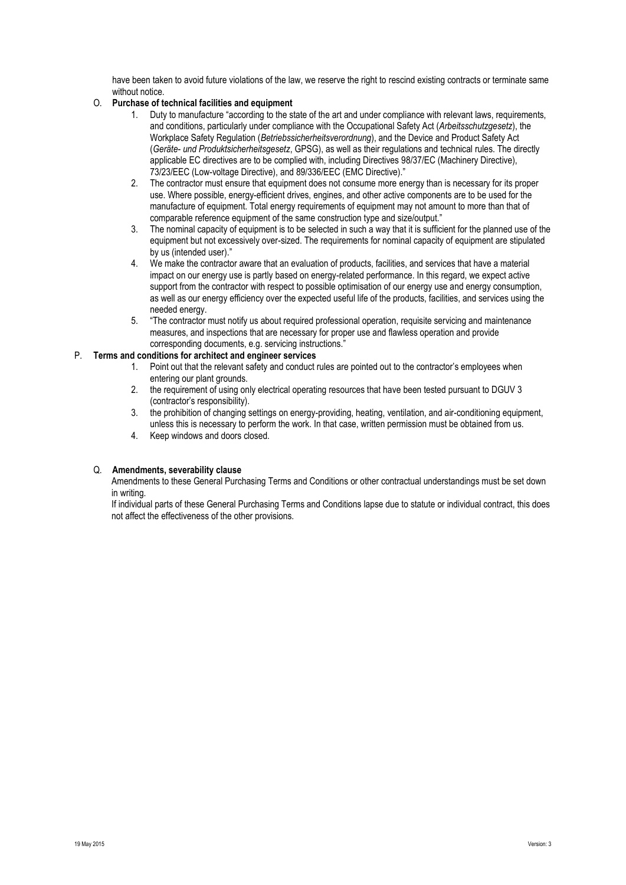have been taken to avoid future violations of the law, we reserve the right to rescind existing contracts or terminate same without notice.

O. **Purchase of technical facilities and equipment**

1. Duty to manufacture "according to the state of the art and under compliance with relevant laws, requirements, and conditions, particularly under compliance with the Occupational Safety Act (*Arbeitsschutzgesetz*), the Workplace Safety Regulation (*Betriebssicherheitsverordnung*), and the Device and Product Safety Act (*Geräte- und Produktsicherheitsgesetz*, GPSG), as well as their regulations and technical rules. The directly applicable EC directives are to be complied with, including Directives 98/37/EC (Machinery Directive), 73/23/EEC (Low-voltage Directive), and 89/336/EEC (EMC Directive)."
2. The contractor must ensure that equipment does not consume more energy than is necessary for its proper use. Where possible, energy-efficient drives, engines, and other active components are to be used for the manufacture of equipment. Total energy requirements of equipment may not amount to more than that of comparable reference equipment of the same construction type and size/output."
3. The nominal capacity of equipment is to be selected in such a way that it is sufficient for the planned use of the equipment but not excessively over-sized. The requirements for nominal capacity of equipment are stipulated by us (intended user)."
4. We make the contractor aware that an evaluation of products, facilities, and services that have a material impact on our energy use is partly based on energy-related performance. In this regard, we expect active support from the contractor with respect to possible optimisation of our energy use and energy consumption, as well as our energy efficiency over the expected useful life of the products, facilities, and services using the needed energy.
5. "The contractor must notify us about required professional operation, requisite servicing and maintenance measures, and inspections that are necessary for proper use and flawless operation and provide corresponding documents, e.g. servicing instructions."

P. **Terms and conditions for architect and engineer services**

1. Point out that the relevant safety and conduct rules are pointed out to the contractor's employees when entering our plant grounds.
2. the requirement of using only electrical operating resources that have been tested pursuant to DGUV 3 (contractor's responsibility).
3. the prohibition of changing settings on energy-providing, heating, ventilation, and air-conditioning equipment, unless this is necessary to perform the work. In that case, written permission must be obtained from us.
4. Keep windows and doors closed.

Q. **Amendments, severability clause**

Amendments to these General Purchasing Terms and Conditions or other contractual understandings must be set down in writing.

If individual parts of these General Purchasing Terms and Conditions lapse due to statute or individual contract, this does not affect the effectiveness of the other provisions.